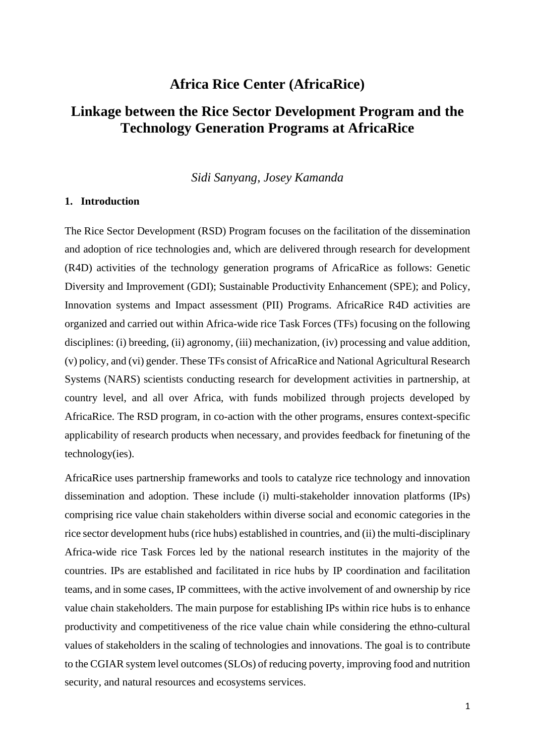# Africa Rice Center (AfricaRice)

# Linkage between the Rice Sector Development Program and the Technology Generation Programs at AfricaRice

*Sidi Sanyang, Josey Kamanda*

## 1. Introduction

The Rice Sector Development (RSD) Program focuses on the facilitation of the dissemination and adoption of rice technologies and, which are delivered through research for development (R4D) activities of the technology generation programs of AfricaRice as follows: Genetic Diversity and Improvement (GDI); Sustainable Productivity Enhancement (SPE); and Policy, Innovation systems and Impact assessment (PII) Programs. AfricaRice R4D activities are organized and carried out within Africa-wide rice Task Forces (TFs) focusing on the following disciplines: (i) breeding, (ii) agronomy, (iii) mechanization, (iv) processing and value addition, (v) policy, and (vi) gender. These TFs consist of AfricaRice and National Agricultural Research Systems (NARS) scientists conducting research for development activities in partnership, at country level, and all over Africa, with funds mobilized through projects developed by AfricaRice. The RSD program, in co-action with the other programs, ensures context-specific applicability of research products when necessary, and provides feedback for finetuning of the technology(ies).

AfricaRice uses partnership frameworks and tools to catalyze rice technology and innovation dissemination and adoption. These include (i) multi-stakeholder innovation platforms (IPs) comprising rice value chain stakeholders within diverse social and economic categories in the rice sector development hubs (rice hubs) established in countries, and (ii) the multi-disciplinary Africa-wide rice Task Forces led by the national research institutes in the majority of the countries. IPs are established and facilitated in rice hubs by IP coordination and facilitation teams, and in some cases, IP committees, with the active involvement of and ownership by rice value chain stakeholders. The main purpose for establishing IPs within rice hubs is to enhance productivity and competitiveness of the rice value chain while considering the ethno-cultural values of stakeholders in the scaling of technologies and innovations. The goal is to contribute to the CGIAR system level outcomes (SLOs) of reducing poverty, improving food and nutrition security, and natural resources and ecosystems services.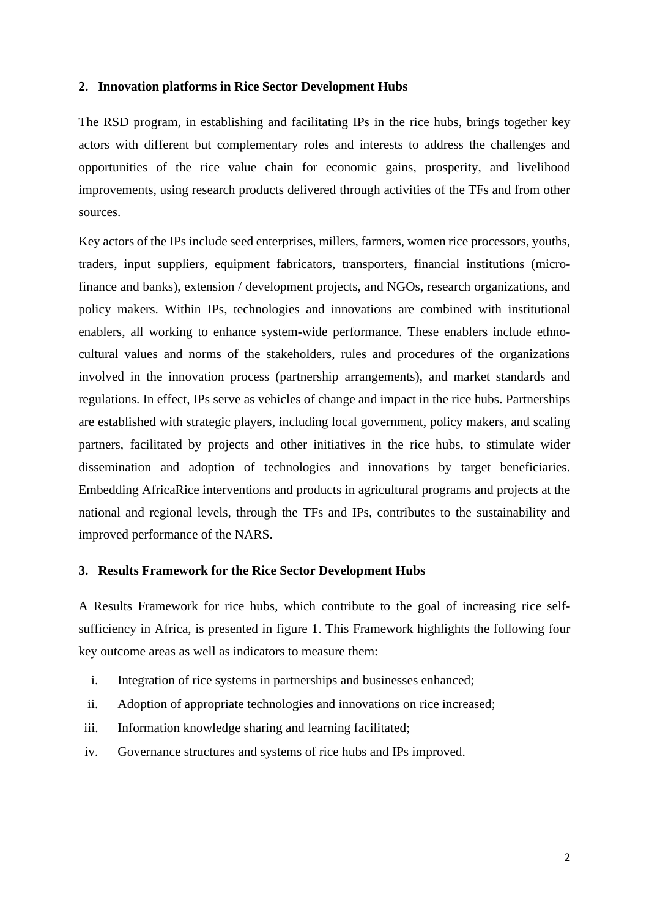## 2. Innovation platforms in Rice Sector Development Hubs

The RSD program, in establishing and facilitating IPs in the rice hubs, brings together key actors with different but complementary roles and interests to address the challenges and opportunities of the rice value chain for economic gains, prosperity, and livelihood improvements, using research products delivered through activities of the TFs and from other sources.

Key actors of the IPs include seed enterprises, millers, farmers, women rice processors, youths, traders, input suppliers, equipment fabricators, transporters, financial institutions (micro-finance and banks), extension / development projects, and NGOs, research organizations, and policy makers. Within IPs, technologies and innovations are combined with institutional enablers, all working to enhance system-wide performance. These enablers include ethno-cultural values and norms of the stakeholders, rules and procedures of the organizations involved in the innovation process (partnership arrangements), and market standards and regulations. In effect, IPs serve as vehicles of change and impact in the rice hubs. Partnerships are established with strategic players, including local government, policy makers, and scaling partners, facilitated by projects and other initiatives in the rice hubs, to stimulate wider dissemination and adoption of technologies and innovations by target beneficiaries. Embedding AfricaRice interventions and products in agricultural programs and projects at the national and regional levels, through the TFs and IPs, contributes to the sustainability and improved performance of the NARS.

## 3. Results Framework for the Rice Sector Development Hubs

A Results Framework for rice hubs, which contribute to the goal of increasing rice self-sufficiency in Africa, is presented in figure 1. This Framework highlights the following four key outcome areas as well as indicators to measure them:

i. Integration of rice systems in partnerships and businesses enhanced;
ii. Adoption of appropriate technologies and innovations on rice increased;
iii. Information knowledge sharing and learning facilitated;
iv. Governance structures and systems of rice hubs and IPs improved.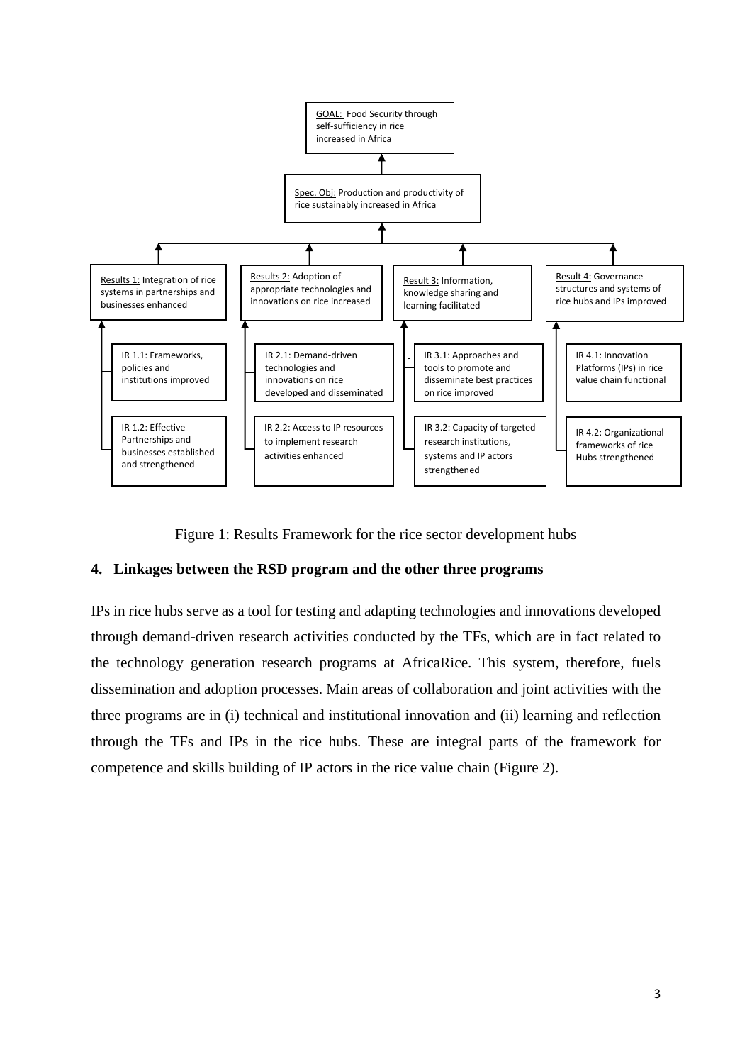GOAL: Food Security through self-sufficiency in rice increased in Africa

Spec. Obj: Production and productivity of rice sustainably increased in Africa

Results 1: Integration of rice systems in partnerships and businesses enhanced

- IR 1.1: Frameworks, policies and institutions improved
- IR 1.2: Effective Partnerships and businesses established and strengthened

Results 2: Adoption of appropriate technologies and innovations on rice increased

- IR 2.1: Demand-driven technologies and innovations on rice developed and disseminated
- IR 2.2: Access to IP resources to implement research activities enhanced

Result 3: Information, knowledge sharing and learning facilitated

- IR 3.1: Approaches and tools to promote and disseminate best practices on rice improved
- IR 3.2: Capacity of targeted research institutions, systems and IP actors strengthened

Result 4: Governance structures and systems of rice hubs and IPs improved

- IR 4.1: Innovation Platforms (IPs) in rice value chain functional
- IR 4.2: Organizational frameworks of rice Hubs strengthened

Figure 1: Results Framework for the rice sector development hubs

## 4. Linkages between the RSD program and the other three programs

IPs in rice hubs serve as a tool for testing and adapting technologies and innovations developed through demand-driven research activities conducted by the TFs, which are in fact related to the technology generation research programs at AfricaRice. This system, therefore, fuels dissemination and adoption processes. Main areas of collaboration and joint activities with the three programs are in (i) technical and institutional innovation and (ii) learning and reflection through the TFs and IPs in the rice hubs. These are integral parts of the framework for competence and skills building of IP actors in the rice value chain (Figure 2).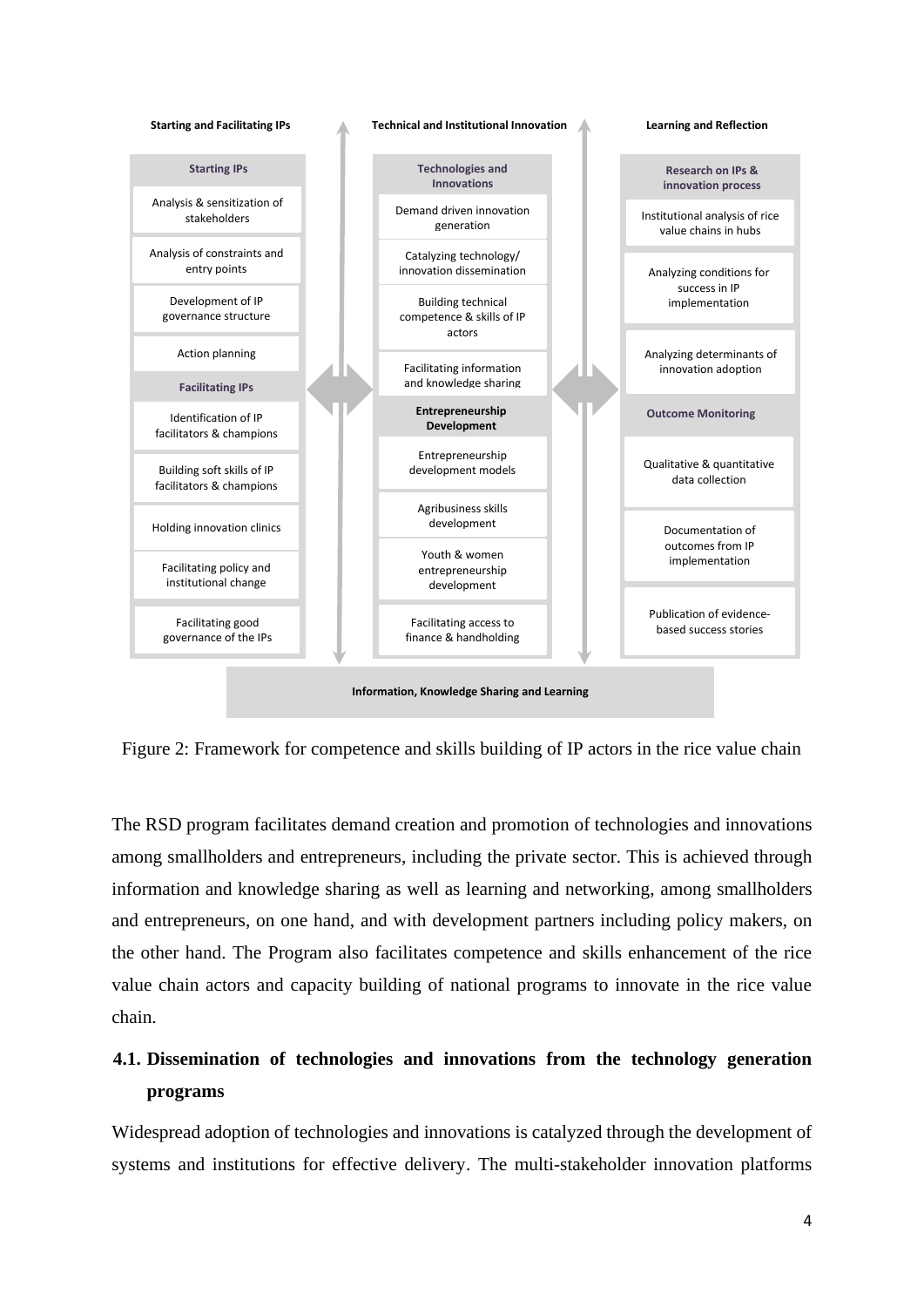| Starting and Facilitating IPs | Technical and Institutional Innovation | Learning and Reflection |
| --- | --- | --- |
| **Starting IPs** | **Technologies and Innovations** | **Research on IPs & innovation process** |
| Analysis & sensitization of stakeholders | Demand driven innovation generation | Institutional analysis of rice value chains in hubs |
| Analysis of constraints and entry points | Catalyzing technology/ innovation dissemination | Analyzing conditions for success in IP implementation |
| Development of IP governance structure | Building technical competence & skills of IP actors | Analyzing determinants of innovation adoption |
| Action planning | Facilitating information and knowledge sharing | |
| **Facilitating IPs** | **Entrepreneurship Development** | **Outcome Monitoring** |
| Identification of IP facilitators & champions | Entrepreneurship development models | Qualitative & quantitative data collection |
| Building soft skills of IP facilitators & champions | Agribusiness skills development | Documentation of outcomes from IP implementation |
| Holding innovation clinics | Youth & women entrepreneurship development | Publication of evidence-based success stories |
| Facilitating policy and institutional change | Facilitating access to finance & handholding | |
| Facilitating good governance of the IPs | | |

**Information, Knowledge Sharing and Learning**

Figure 2: Framework for competence and skills building of IP actors in the rice value chain

The RSD program facilitates demand creation and promotion of technologies and innovations among smallholders and entrepreneurs, including the private sector. This is achieved through information and knowledge sharing as well as learning and networking, among smallholders and entrepreneurs, on one hand, and with development partners including policy makers, on the other hand. The Program also facilitates competence and skills enhancement of the rice value chain actors and capacity building of national programs to innovate in the rice value chain.

## 4.1. Dissemination of technologies and innovations from the technology generation programs

Widespread adoption of technologies and innovations is catalyzed through the development of systems and institutions for effective delivery. The multi-stakeholder innovation platforms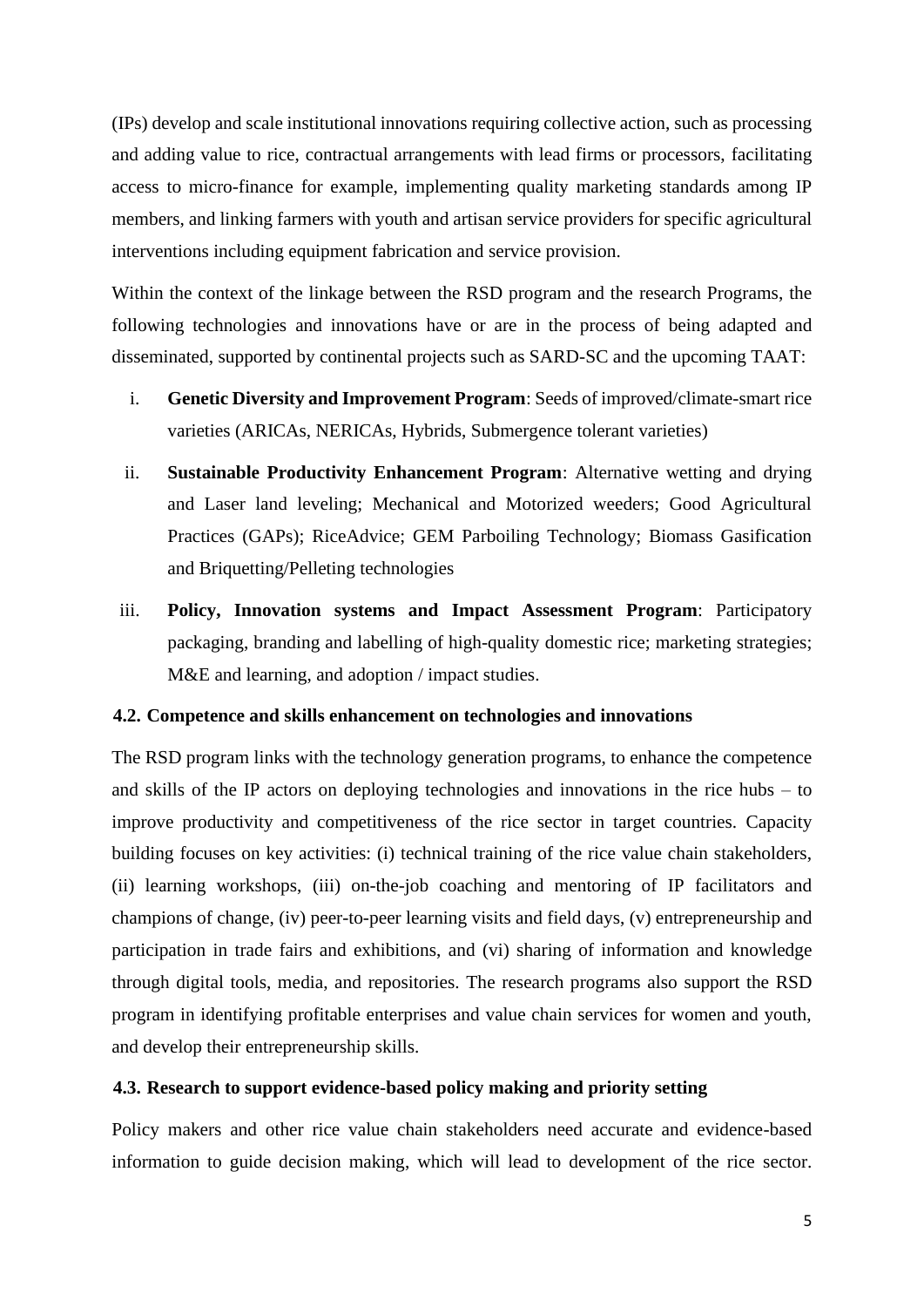(IPs) develop and scale institutional innovations requiring collective action, such as processing and adding value to rice, contractual arrangements with lead firms or processors, facilitating access to micro-finance for example, implementing quality marketing standards among IP members, and linking farmers with youth and artisan service providers for specific agricultural interventions including equipment fabrication and service provision.

Within the context of the linkage between the RSD program and the research Programs, the following technologies and innovations have or are in the process of being adapted and disseminated, supported by continental projects such as SARD-SC and the upcoming TAAT:

i. **Genetic Diversity and Improvement Program**: Seeds of improved/climate-smart rice varieties (ARICAs, NERICAs, Hybrids, Submergence tolerant varieties)

ii. **Sustainable Productivity Enhancement Program**: Alternative wetting and drying and Laser land leveling; Mechanical and Motorized weeders; Good Agricultural Practices (GAPs); RiceAdvice; GEM Parboiling Technology; Biomass Gasification and Briquetting/Pelleting technologies

iii. **Policy, Innovation systems and Impact Assessment Program**: Participatory packaging, branding and labelling of high-quality domestic rice; marketing strategies; M&E and learning, and adoption / impact studies.

### 4.2. Competence and skills enhancement on technologies and innovations

The RSD program links with the technology generation programs, to enhance the competence and skills of the IP actors on deploying technologies and innovations in the rice hubs – to improve productivity and competitiveness of the rice sector in target countries. Capacity building focuses on key activities: (i) technical training of the rice value chain stakeholders, (ii) learning workshops, (iii) on-the-job coaching and mentoring of IP facilitators and champions of change, (iv) peer-to-peer learning visits and field days, (v) entrepreneurship and participation in trade fairs and exhibitions, and (vi) sharing of information and knowledge through digital tools, media, and repositories. The research programs also support the RSD program in identifying profitable enterprises and value chain services for women and youth, and develop their entrepreneurship skills.

### 4.3. Research to support evidence-based policy making and priority setting

Policy makers and other rice value chain stakeholders need accurate and evidence-based information to guide decision making, which will lead to development of the rice sector.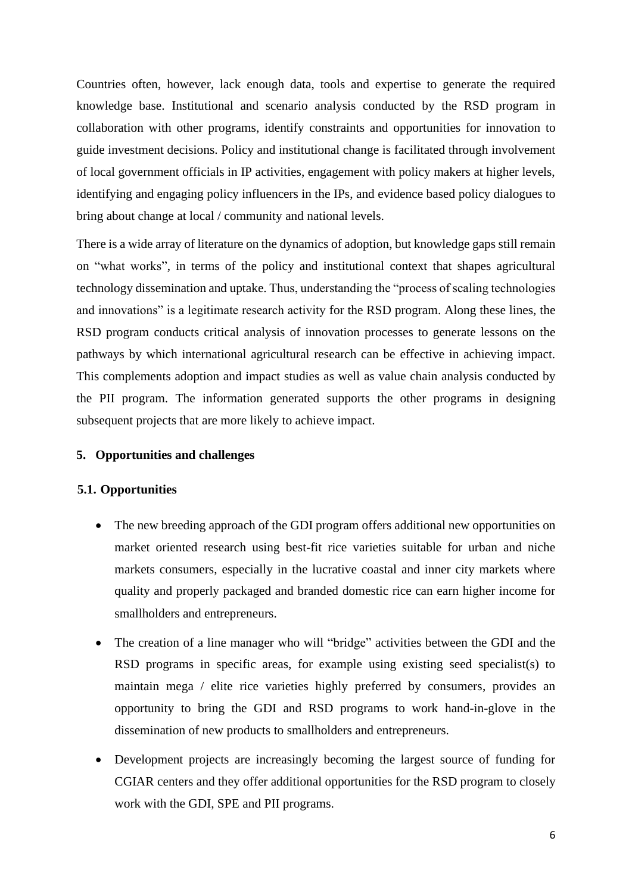Countries often, however, lack enough data, tools and expertise to generate the required knowledge base. Institutional and scenario analysis conducted by the RSD program in collaboration with other programs, identify constraints and opportunities for innovation to guide investment decisions. Policy and institutional change is facilitated through involvement of local government officials in IP activities, engagement with policy makers at higher levels, identifying and engaging policy influencers in the IPs, and evidence based policy dialogues to bring about change at local / community and national levels.

There is a wide array of literature on the dynamics of adoption, but knowledge gaps still remain on "what works", in terms of the policy and institutional context that shapes agricultural technology dissemination and uptake. Thus, understanding the "process of scaling technologies and innovations" is a legitimate research activity for the RSD program. Along these lines, the RSD program conducts critical analysis of innovation processes to generate lessons on the pathways by which international agricultural research can be effective in achieving impact. This complements adoption and impact studies as well as value chain analysis conducted by the PII program. The information generated supports the other programs in designing subsequent projects that are more likely to achieve impact.

## 5. Opportunities and challenges

### 5.1. Opportunities

- The new breeding approach of the GDI program offers additional new opportunities on market oriented research using best-fit rice varieties suitable for urban and niche markets consumers, especially in the lucrative coastal and inner city markets where quality and properly packaged and branded domestic rice can earn higher income for smallholders and entrepreneurs.
- The creation of a line manager who will "bridge" activities between the GDI and the RSD programs in specific areas, for example using existing seed specialist(s) to maintain mega / elite rice varieties highly preferred by consumers, provides an opportunity to bring the GDI and RSD programs to work hand-in-glove in the dissemination of new products to smallholders and entrepreneurs.
- Development projects are increasingly becoming the largest source of funding for CGIAR centers and they offer additional opportunities for the RSD program to closely work with the GDI, SPE and PII programs.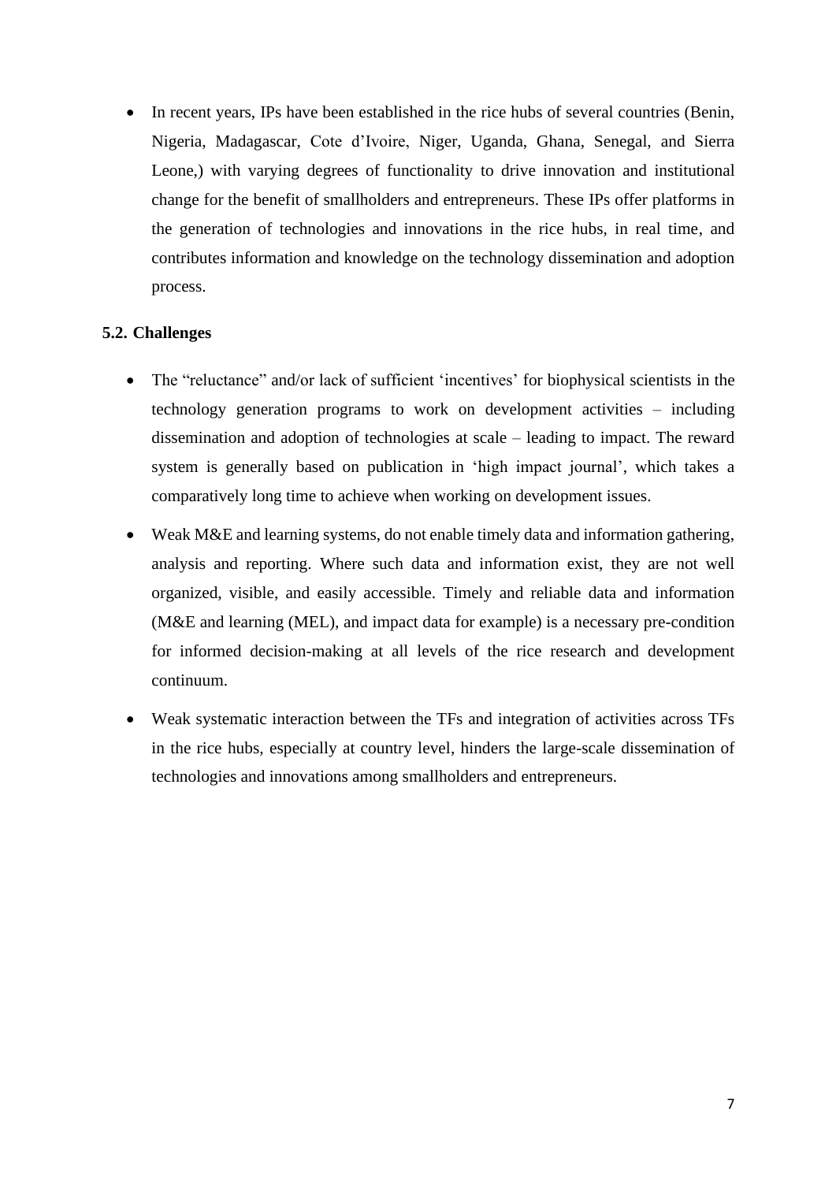- In recent years, IPs have been established in the rice hubs of several countries (Benin, Nigeria, Madagascar, Cote d'Ivoire, Niger, Uganda, Ghana, Senegal, and Sierra Leone,) with varying degrees of functionality to drive innovation and institutional change for the benefit of smallholders and entrepreneurs. These IPs offer platforms in the generation of technologies and innovations in the rice hubs, in real time, and contributes information and knowledge on the technology dissemination and adoption process.

### 5.2. Challenges

- The "reluctance" and/or lack of sufficient 'incentives' for biophysical scientists in the technology generation programs to work on development activities – including dissemination and adoption of technologies at scale – leading to impact. The reward system is generally based on publication in 'high impact journal', which takes a comparatively long time to achieve when working on development issues.
- Weak M&E and learning systems, do not enable timely data and information gathering, analysis and reporting. Where such data and information exist, they are not well organized, visible, and easily accessible. Timely and reliable data and information (M&E and learning (MEL), and impact data for example) is a necessary pre-condition for informed decision-making at all levels of the rice research and development continuum.
- Weak systematic interaction between the TFs and integration of activities across TFs in the rice hubs, especially at country level, hinders the large-scale dissemination of technologies and innovations among smallholders and entrepreneurs.